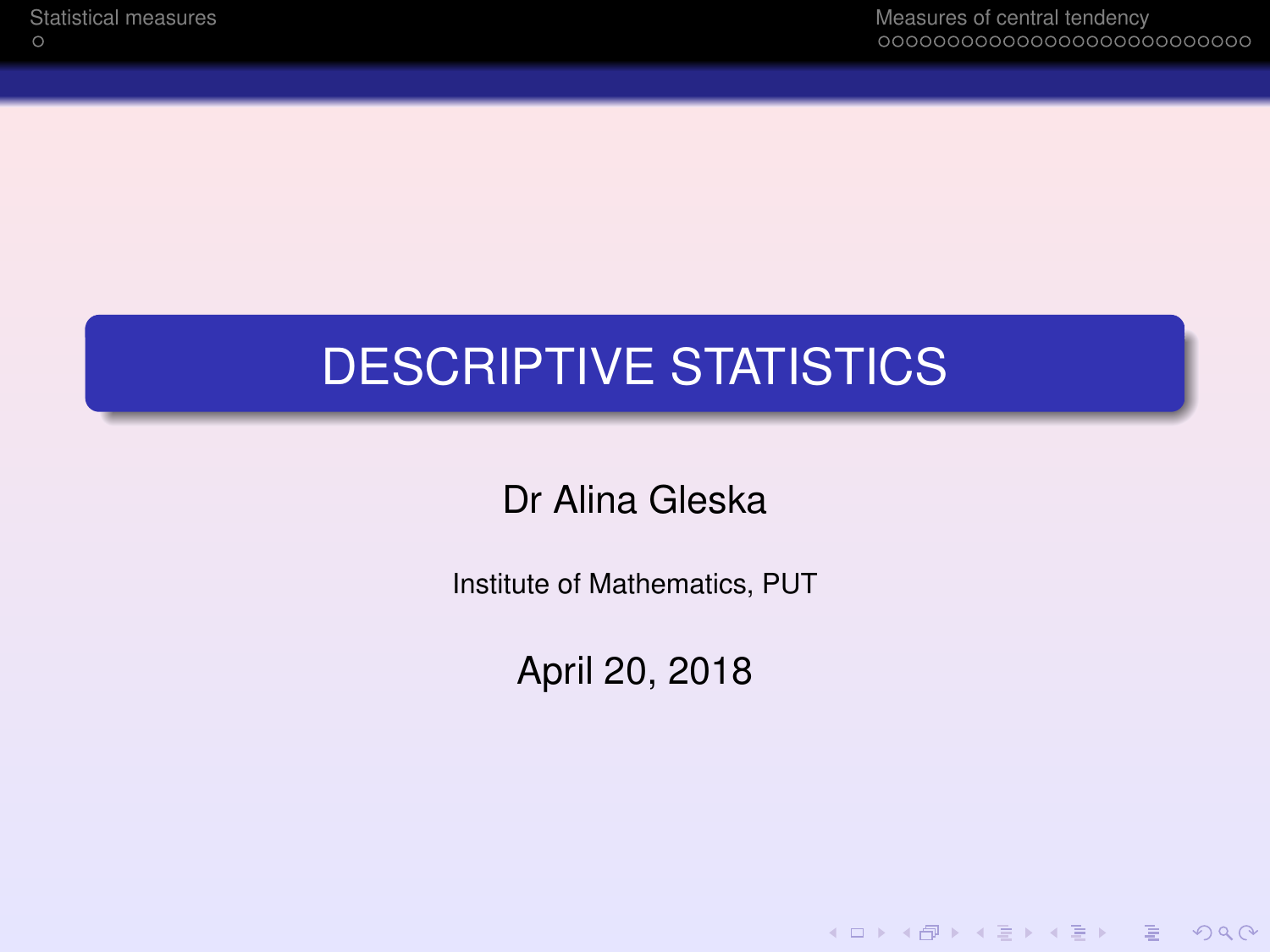# DESCRIPTIVE STATISTICS

Dr Alina Gleska

Institute of Mathematics, PUT

April 20, 2018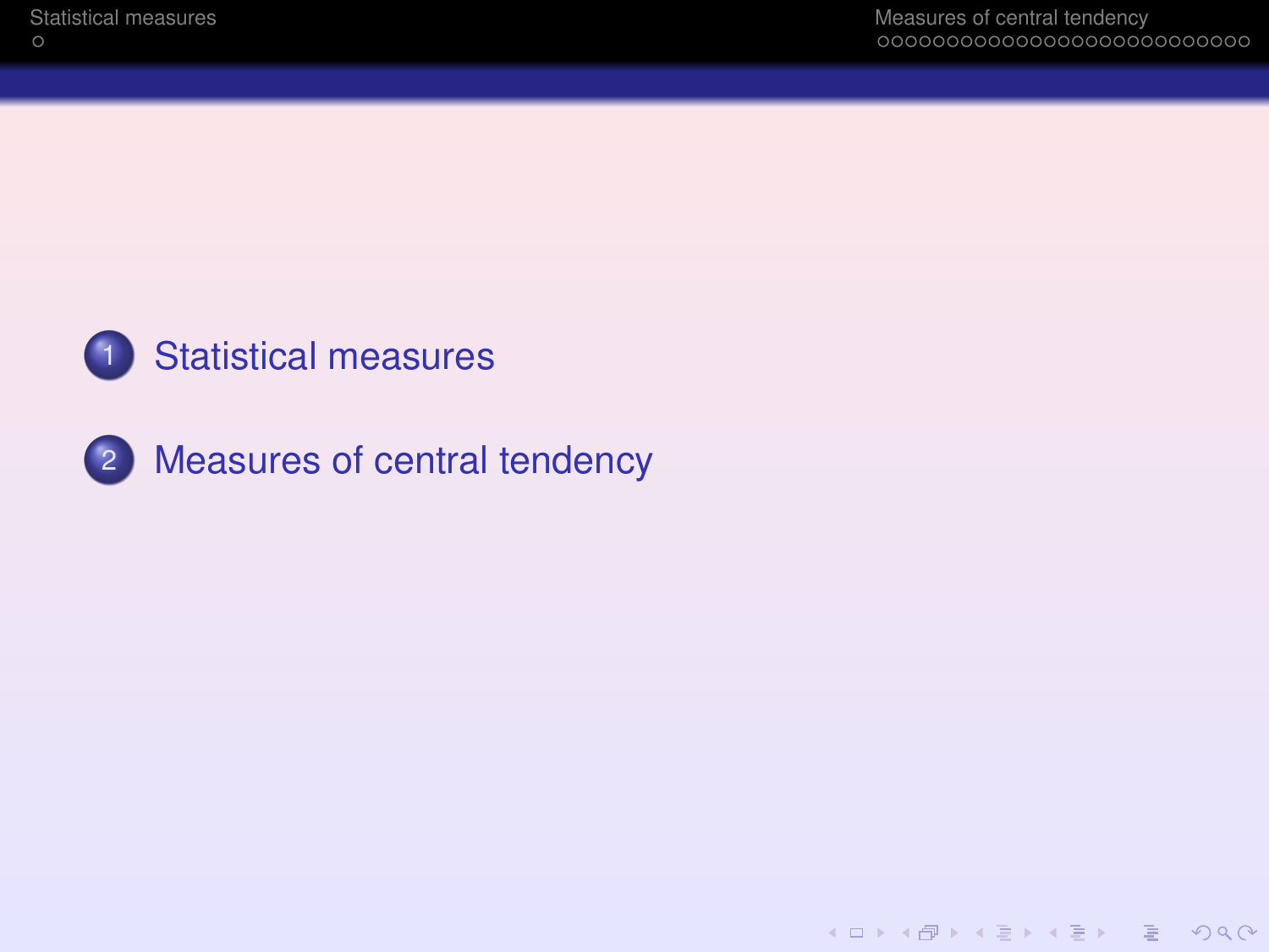1. Statistical measures
2. Measures of central tendency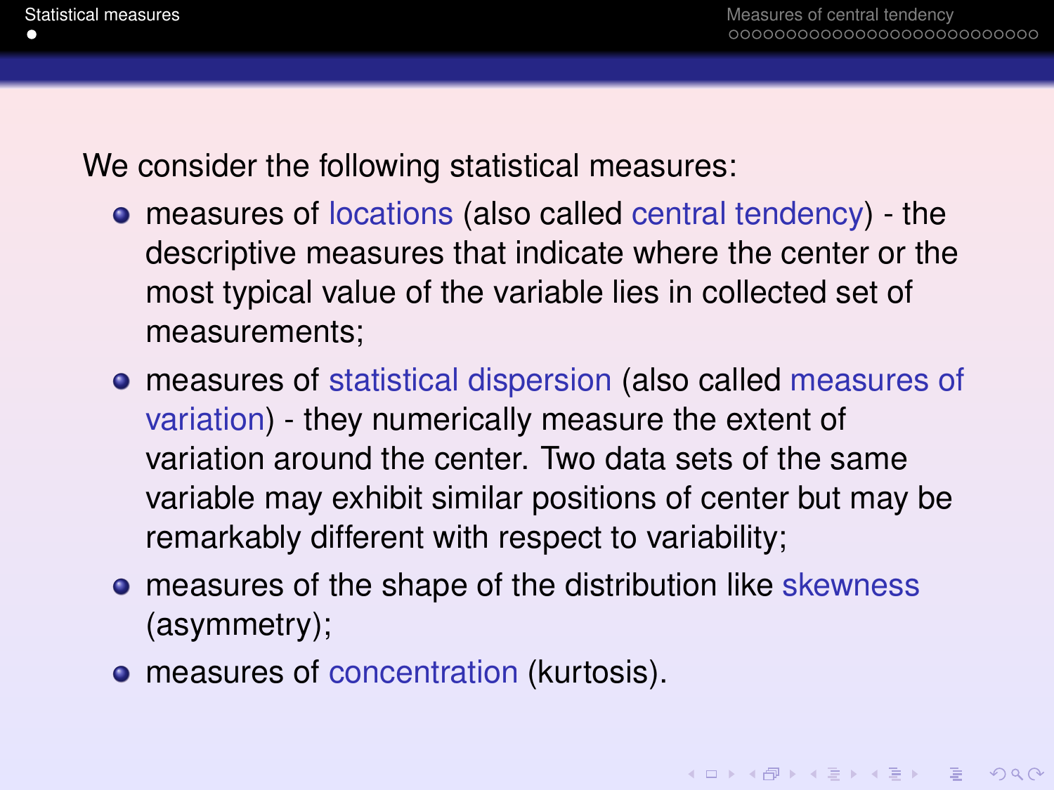We consider the following statistical measures:

- measures of locations (also called central tendency) - the descriptive measures that indicate where the center or the most typical value of the variable lies in collected set of measurements;
- measures of statistical dispersion (also called measures of variation) - they numerically measure the extent of variation around the center. Two data sets of the same variable may exhibit similar positions of center but may be remarkably different with respect to variability;
- measures of the shape of the distribution like skewness (asymmetry);
- measures of concentration (kurtosis).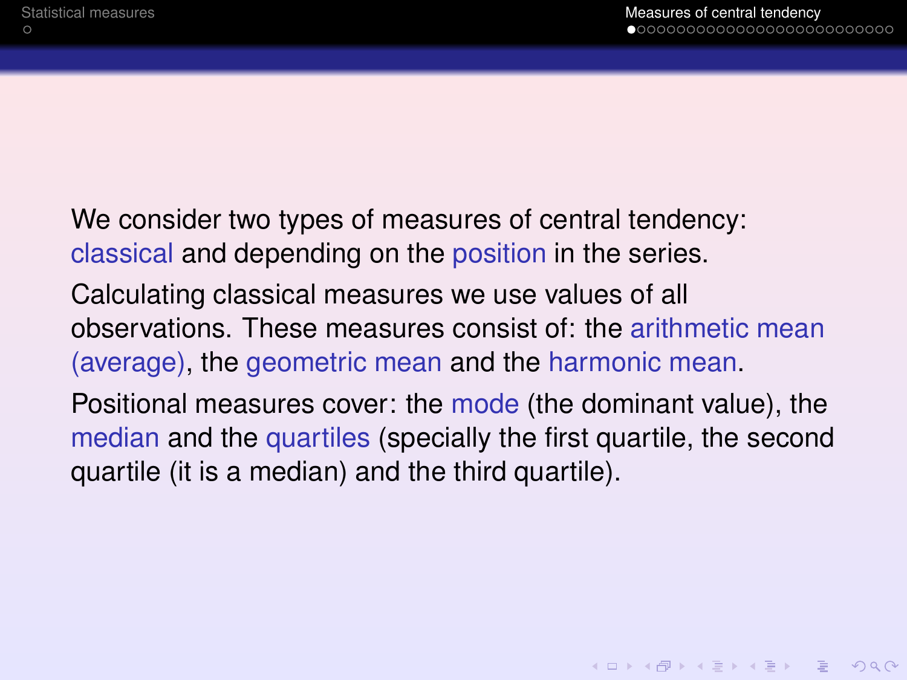We consider two types of measures of central tendency: classical and depending on the position in the series.

Calculating classical measures we use values of all observations. These measures consist of: the arithmetic mean (average), the geometric mean and the harmonic mean.

Positional measures cover: the mode (the dominant value), the median and the quartiles (specially the first quartile, the second quartile (it is a median) and the third quartile).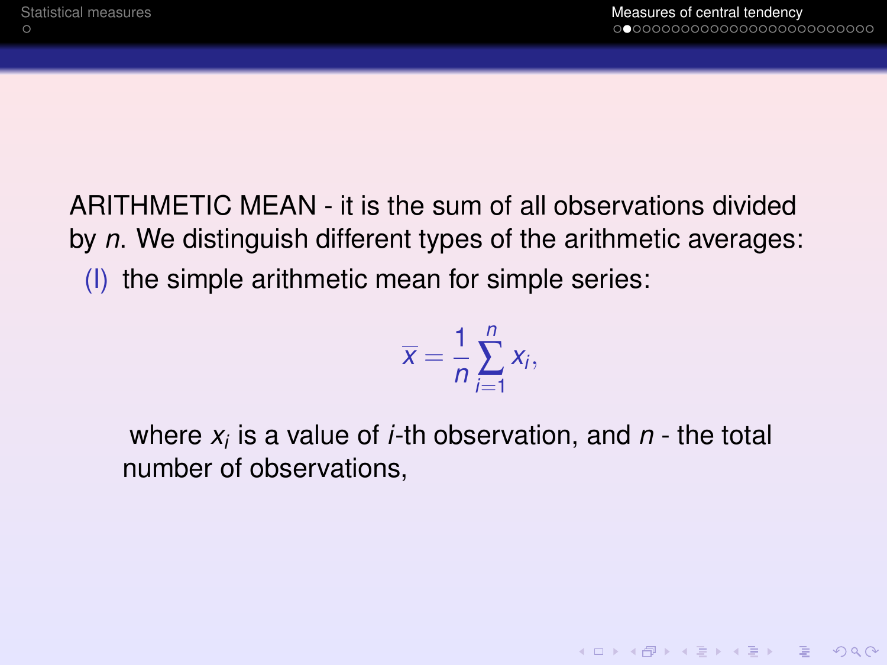ARITHMETIC MEAN - it is the sum of all observations divided by $n$. We distinguish different types of the arithmetic averages:

(I) the simple arithmetic mean for simple series:

$$\overline{x} = \frac{1}{n}\sum_{i=1}^{n} x_i,$$

where $x_i$ is a value of $i$-th observation, and $n$ - the total number of observations,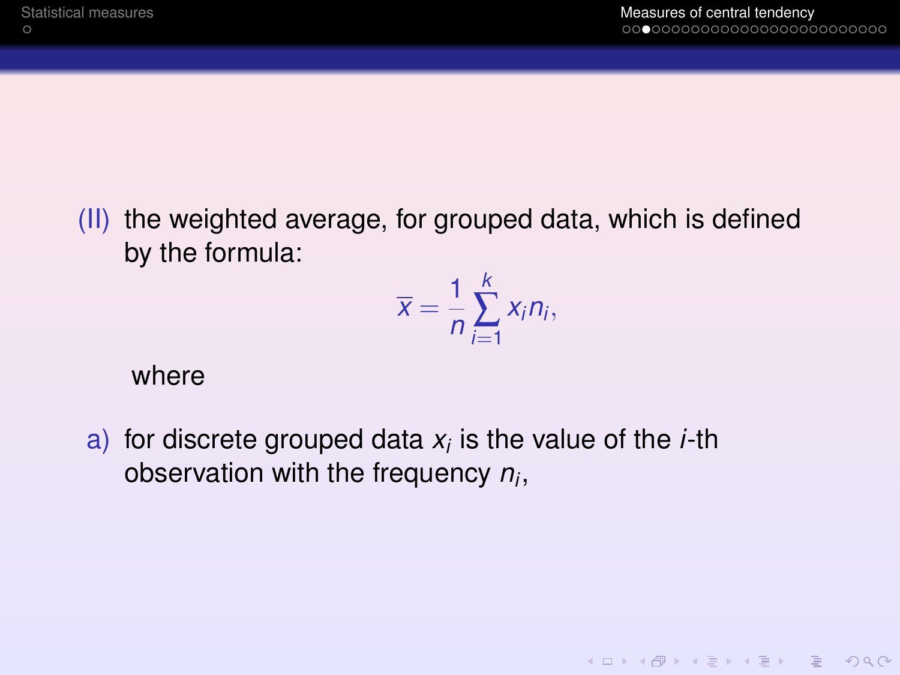(II) the weighted average, for grouped data, which is defined by the formula:

$$\overline{x} = \frac{1}{n}\sum_{i=1}^{k} x_i n_i,$$

where

a) for discrete grouped data $x_i$ is the value of the $i$-th observation with the frequency $n_i$,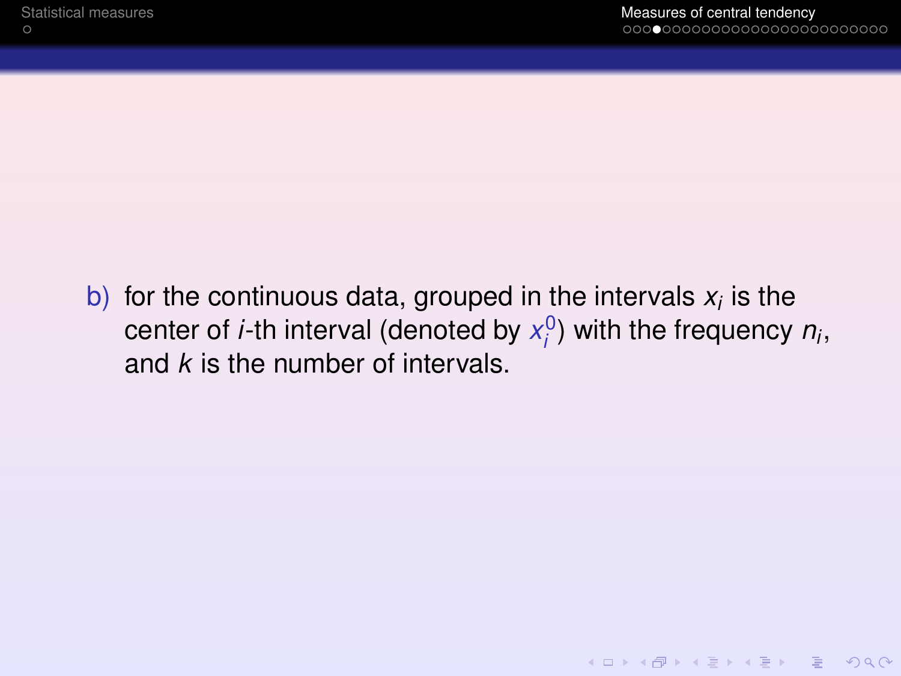b) for the continuous data, grouped in the intervals $x_i$ is the center of $i$-th interval (denoted by $x_i^0$) with the frequency $n_i$, and $k$ is the number of intervals.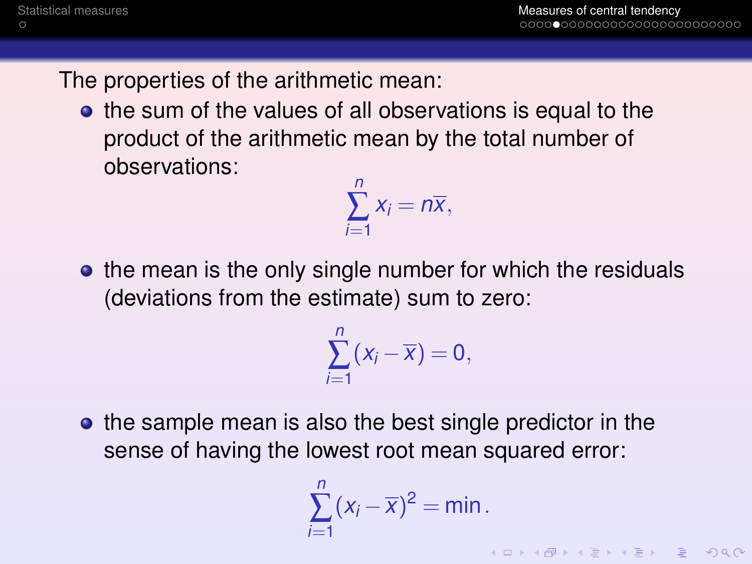The properties of the arithmetic mean:

- the sum of the values of all observations is equal to the product of the arithmetic mean by the total number of observations:

$$\sum_{i=1}^{n} x_i = n\overline{x},$$

- the mean is the only single number for which the residuals (deviations from the estimate) sum to zero:

$$\sum_{i=1}^{n} (x_i - \overline{x}) = 0,$$

- the sample mean is also the best single predictor in the sense of having the lowest root mean squared error:

$$\sum_{i=1}^{n} (x_i - \overline{x})^2 = \min.$$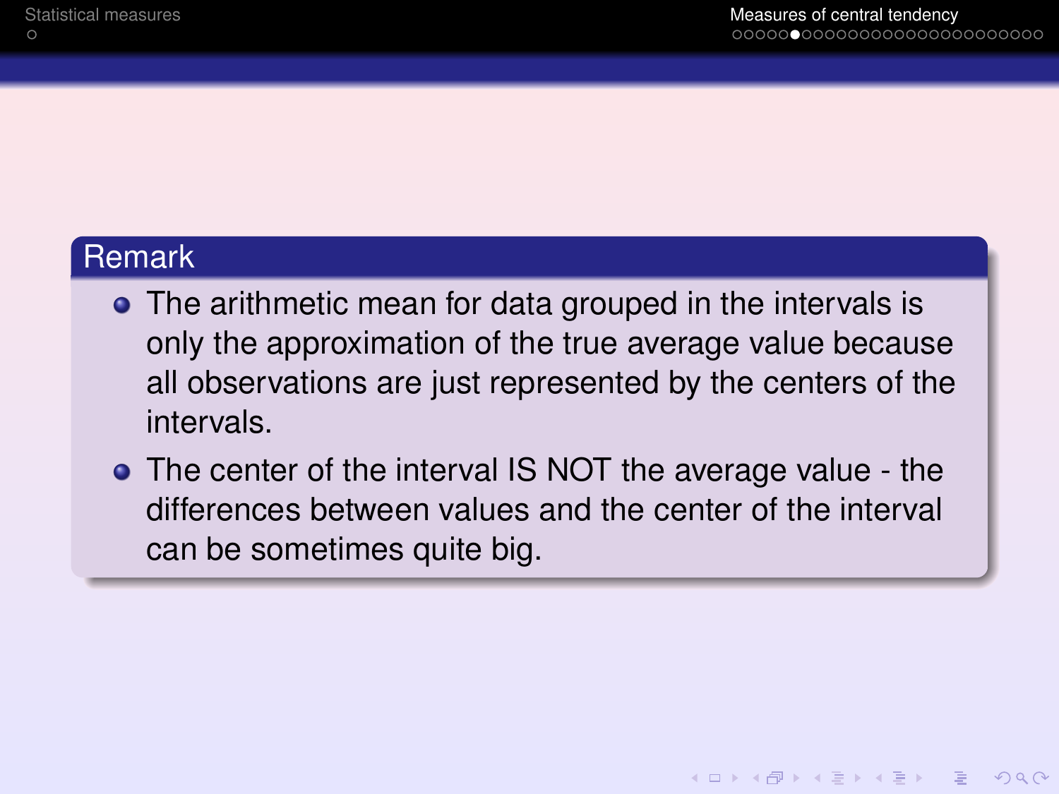## Remark

- The arithmetic mean for data grouped in the intervals is only the approximation of the true average value because all observations are just represented by the centers of the intervals.
- The center of the interval IS NOT the average value - the differences between values and the center of the interval can be sometimes quite big.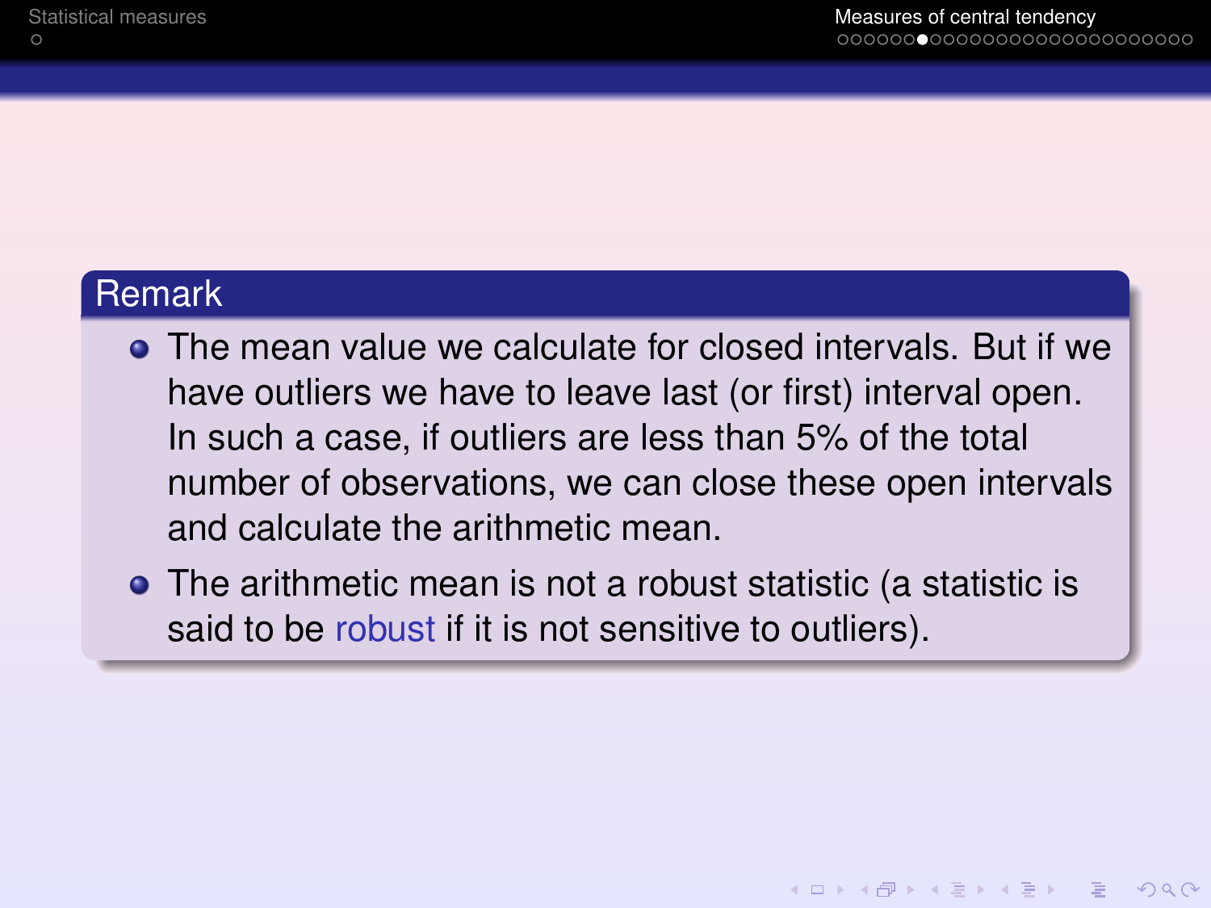### Remark

- The mean value we calculate for closed intervals. But if we have outliers we have to leave last (or first) interval open. In such a case, if outliers are less than 5% of the total number of observations, we can close these open intervals and calculate the arithmetic mean.
- The arithmetic mean is not a robust statistic (a statistic is said to be robust if it is not sensitive to outliers).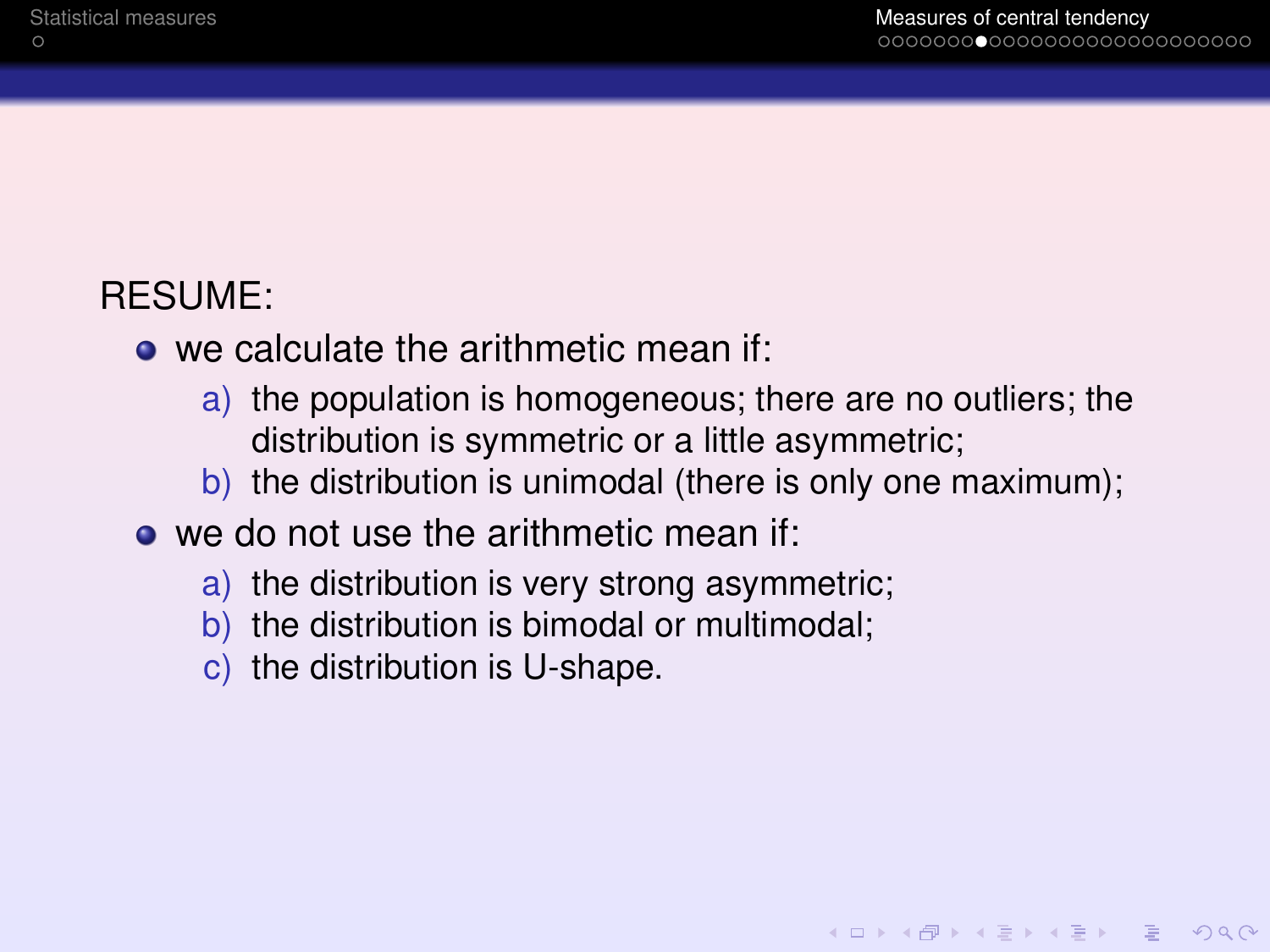RESUME:

- we calculate the arithmetic mean if:
  a) the population is homogeneous; there are no outliers; the distribution is symmetric or a little asymmetric;
  b) the distribution is unimodal (there is only one maximum);
- we do not use the arithmetic mean if:
  a) the distribution is very strong asymmetric;
  b) the distribution is bimodal or multimodal;
  c) the distribution is U-shape.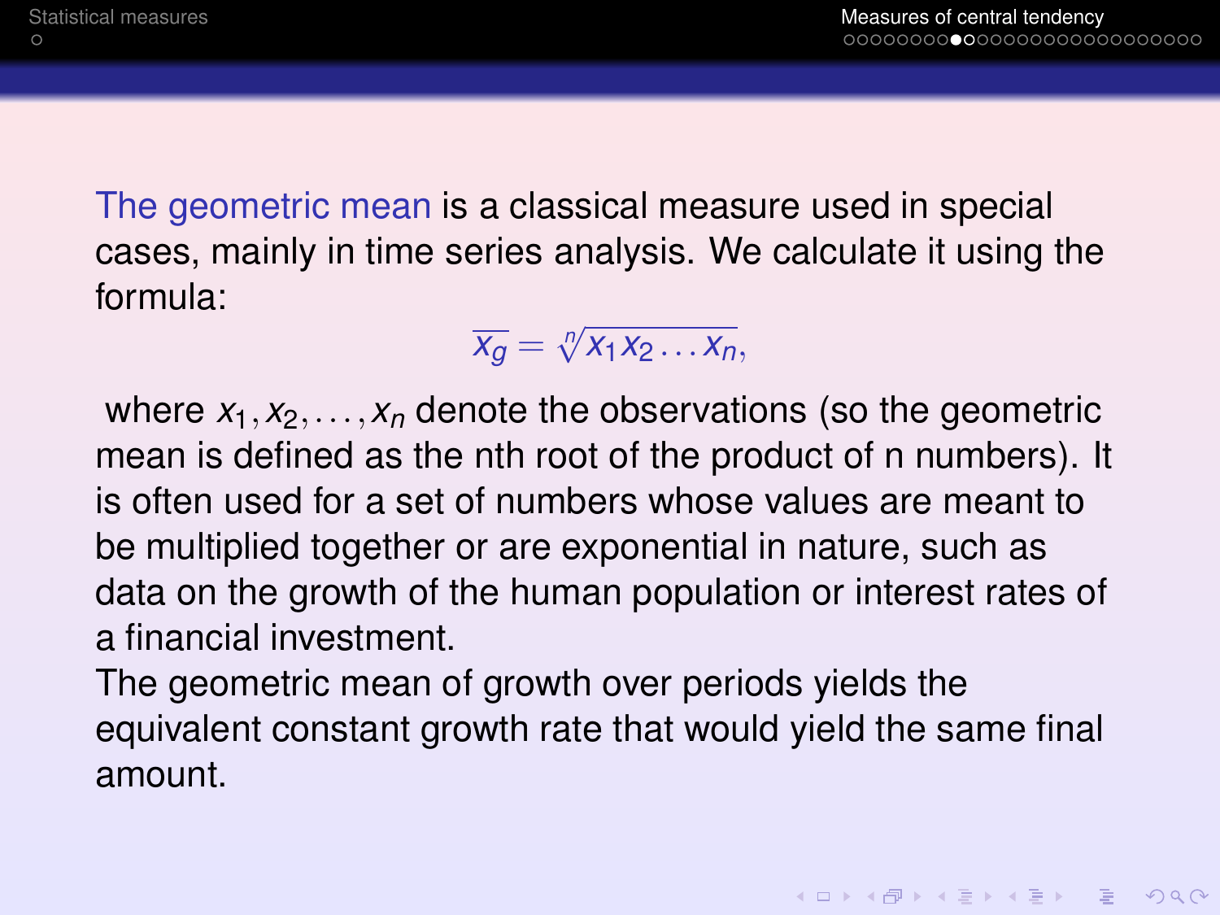The geometric mean is a classical measure used in special cases, mainly in time series analysis. We calculate it using the formula:

$$\overline{x_g} = \sqrt[n]{x_1 x_2 \dots x_n},$$

where $x_1, x_2, \dots, x_n$ denote the observations (so the geometric mean is defined as the nth root of the product of n numbers). It is often used for a set of numbers whose values are meant to be multiplied together or are exponential in nature, such as data on the growth of the human population or interest rates of a financial investment.

The geometric mean of growth over periods yields the equivalent constant growth rate that would yield the same final amount.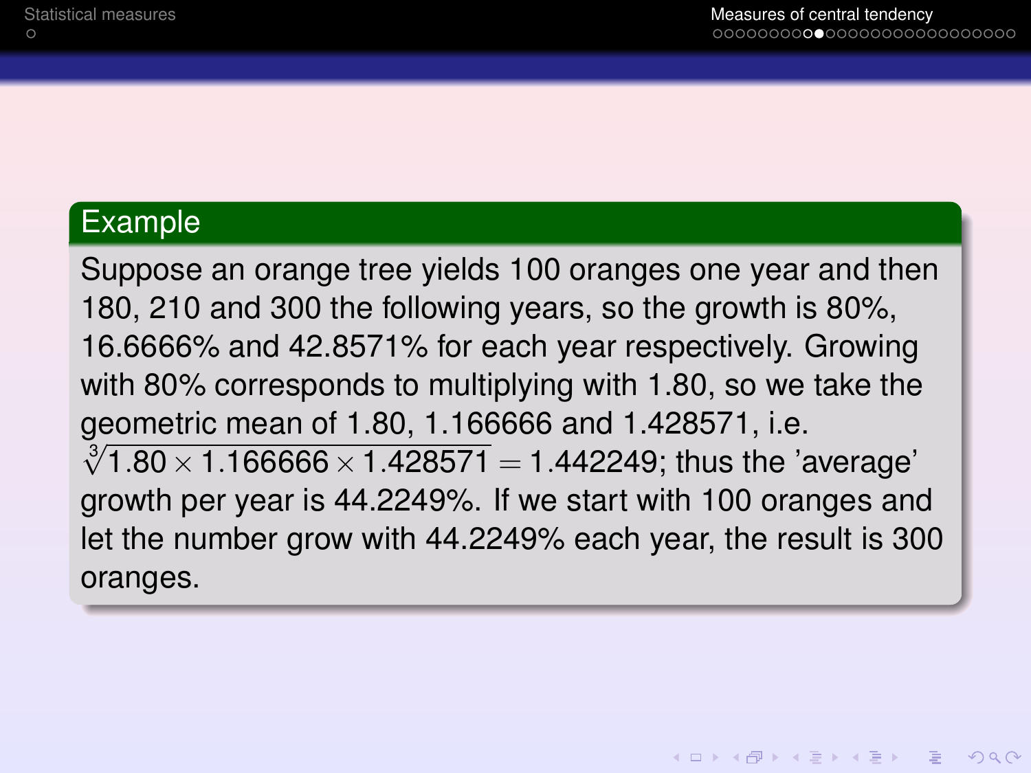## Example

Suppose an orange tree yields 100 oranges one year and then 180, 210 and 300 the following years, so the growth is 80%, 16.6666% and 42.8571% for each year respectively. Growing with 80% corresponds to multiplying with 1.80, so we take the geometric mean of 1.80, 1.166666 and 1.428571, i.e. $\sqrt[3]{1.80 \times 1.166666 \times 1.428571} = 1.442249$; thus the 'average' growth per year is 44.2249%. If we start with 100 oranges and let the number grow with 44.2249% each year, the result is 300 oranges.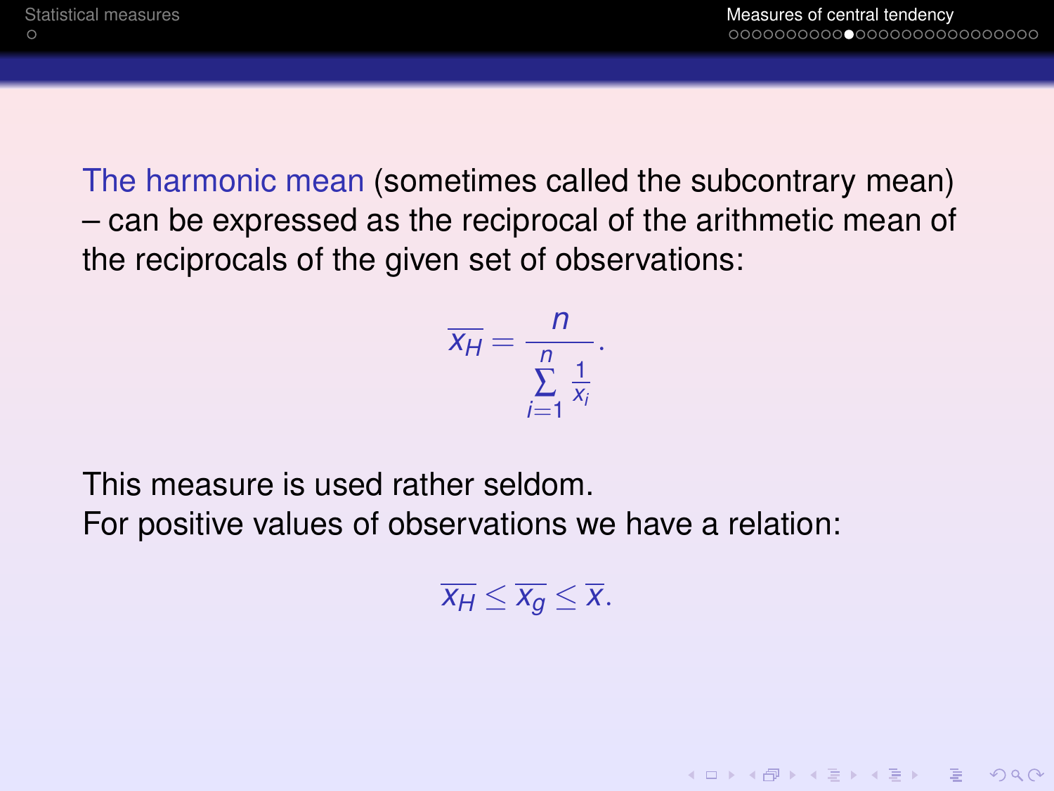The harmonic mean (sometimes called the subcontrary mean) – can be expressed as the reciprocal of the arithmetic mean of the reciprocals of the given set of observations:

$$\overline{x_H} = \frac{n}{\sum\limits_{i=1}^{n} \frac{1}{x_i}}.$$

This measure is used rather seldom.
For positive values of observations we have a relation:

$$\overline{x_H} \leq \overline{x_g} \leq \overline{x}.$$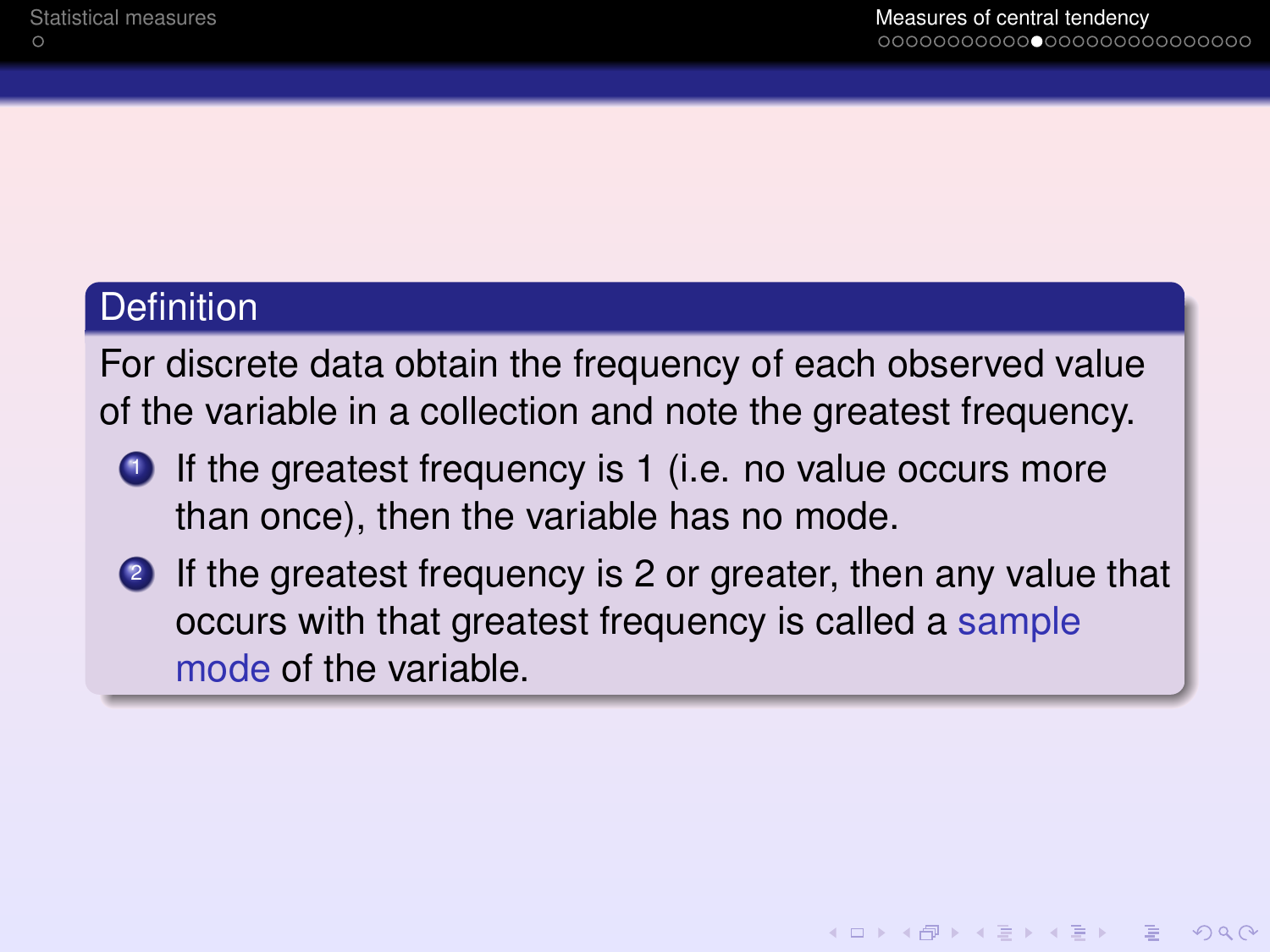**Definition**

For discrete data obtain the frequency of each observed value of the variable in a collection and note the greatest frequency.

1. If the greatest frequency is 1 (i.e. no value occurs more than once), then the variable has no mode.
2. If the greatest frequency is 2 or greater, then any value that occurs with that greatest frequency is called a sample mode of the variable.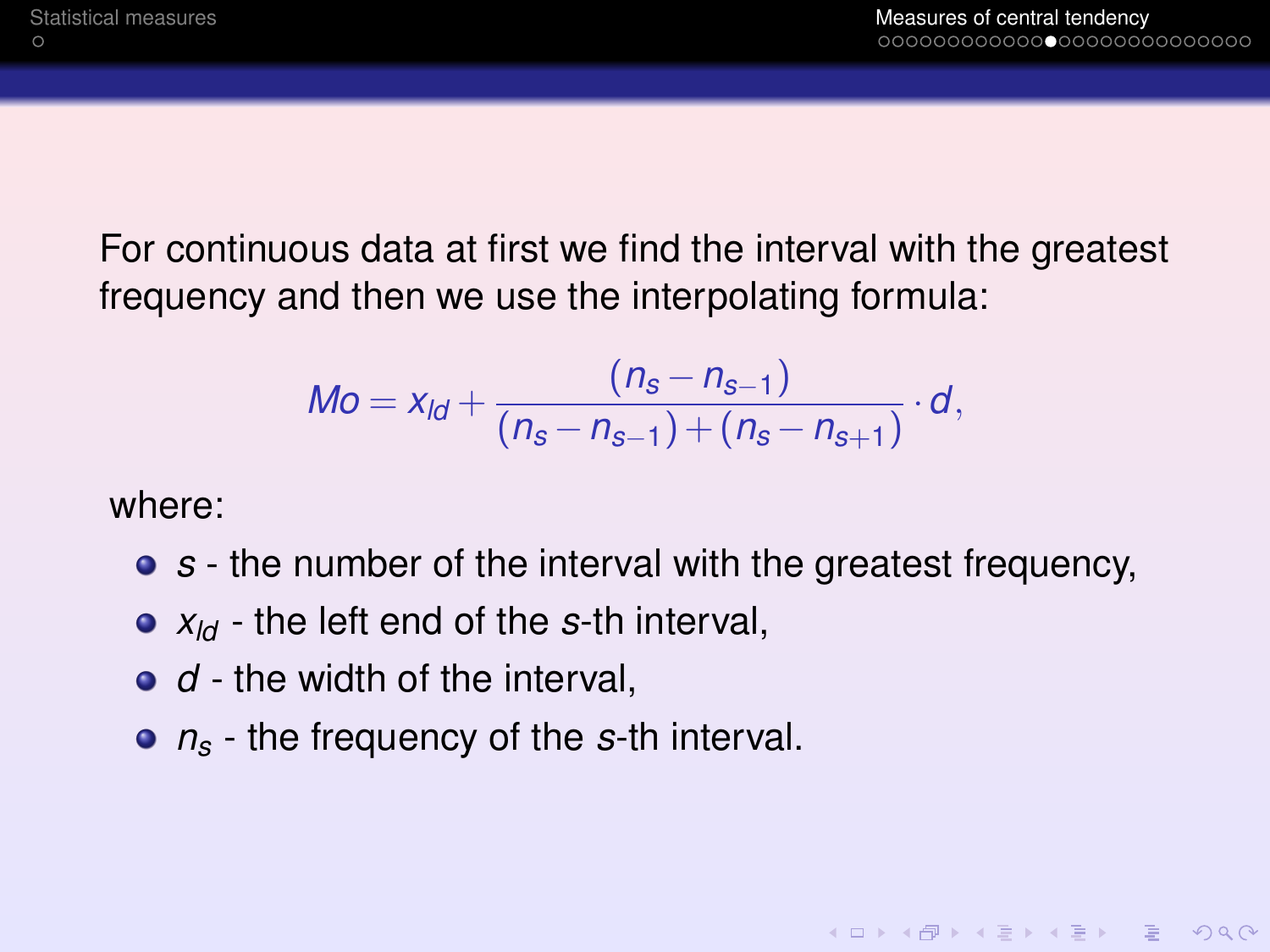For continuous data at first we find the interval with the greatest frequency and then we use the interpolating formula:

$$Mo = x_{ld} + \frac{(n_s - n_{s-1})}{(n_s - n_{s-1}) + (n_s - n_{s+1})} \cdot d,$$

where:

- $s$ - the number of the interval with the greatest frequency,
- $x_{ld}$ - the left end of the $s$-th interval,
- $d$ - the width of the interval,
- $n_s$ - the frequency of the $s$-th interval.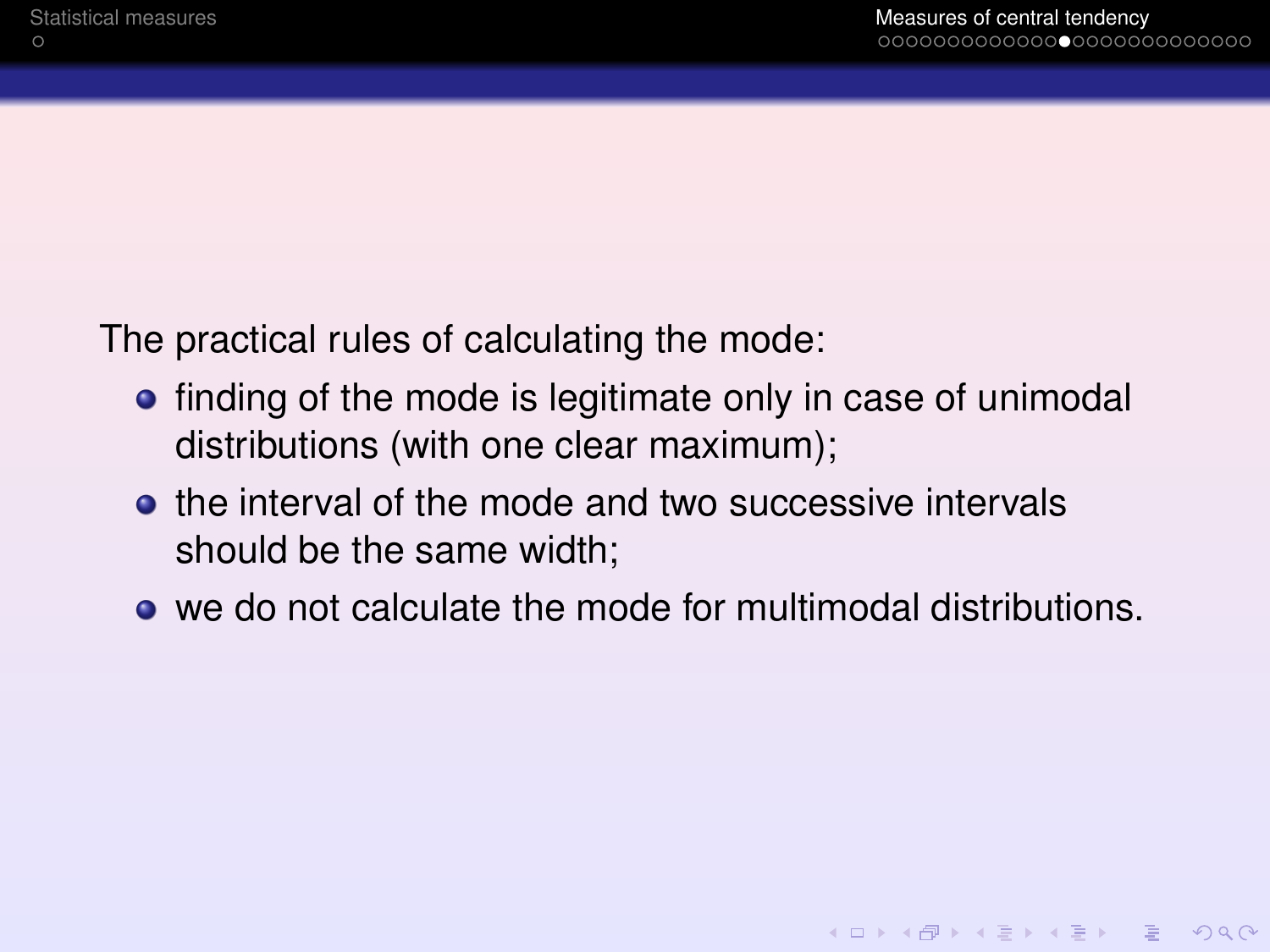The practical rules of calculating the mode:

- finding of the mode is legitimate only in case of unimodal distributions (with one clear maximum);
- the interval of the mode and two successive intervals should be the same width;
- we do not calculate the mode for multimodal distributions.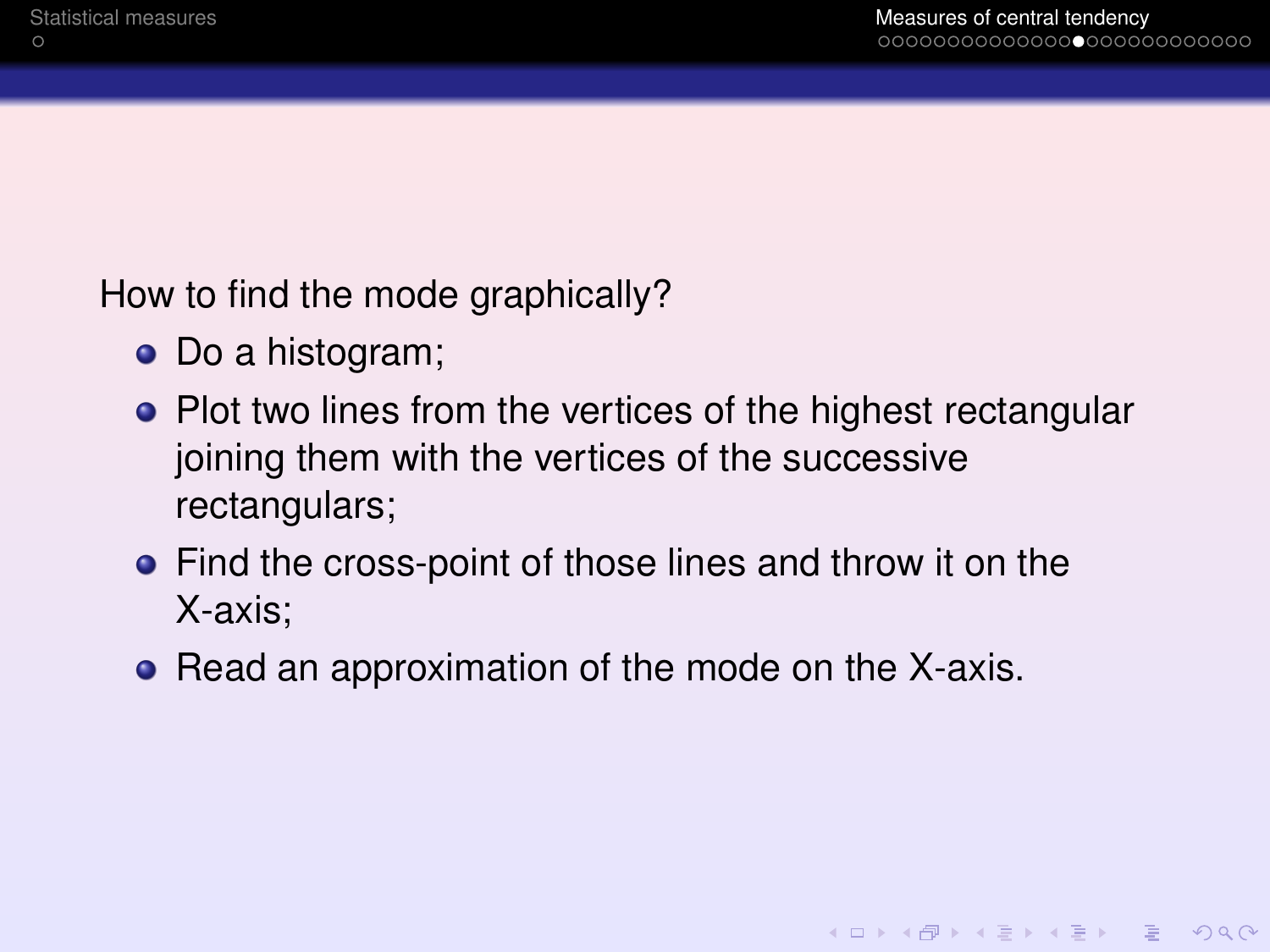How to find the mode graphically?

- Do a histogram;
- Plot two lines from the vertices of the highest rectangular joining them with the vertices of the successive rectangulars;
- Find the cross-point of those lines and throw it on the X-axis;
- Read an approximation of the mode on the X-axis.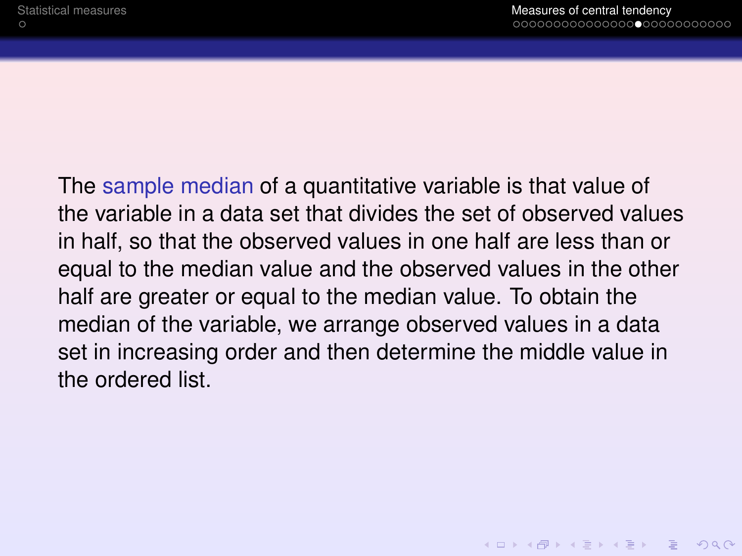The **sample median** of a quantitative variable is that value of the variable in a data set that divides the set of observed values in half, so that the observed values in one half are less than or equal to the median value and the observed values in the other half are greater or equal to the median value. To obtain the median of the variable, we arrange observed values in a data set in increasing order and then determine the middle value in the ordered list.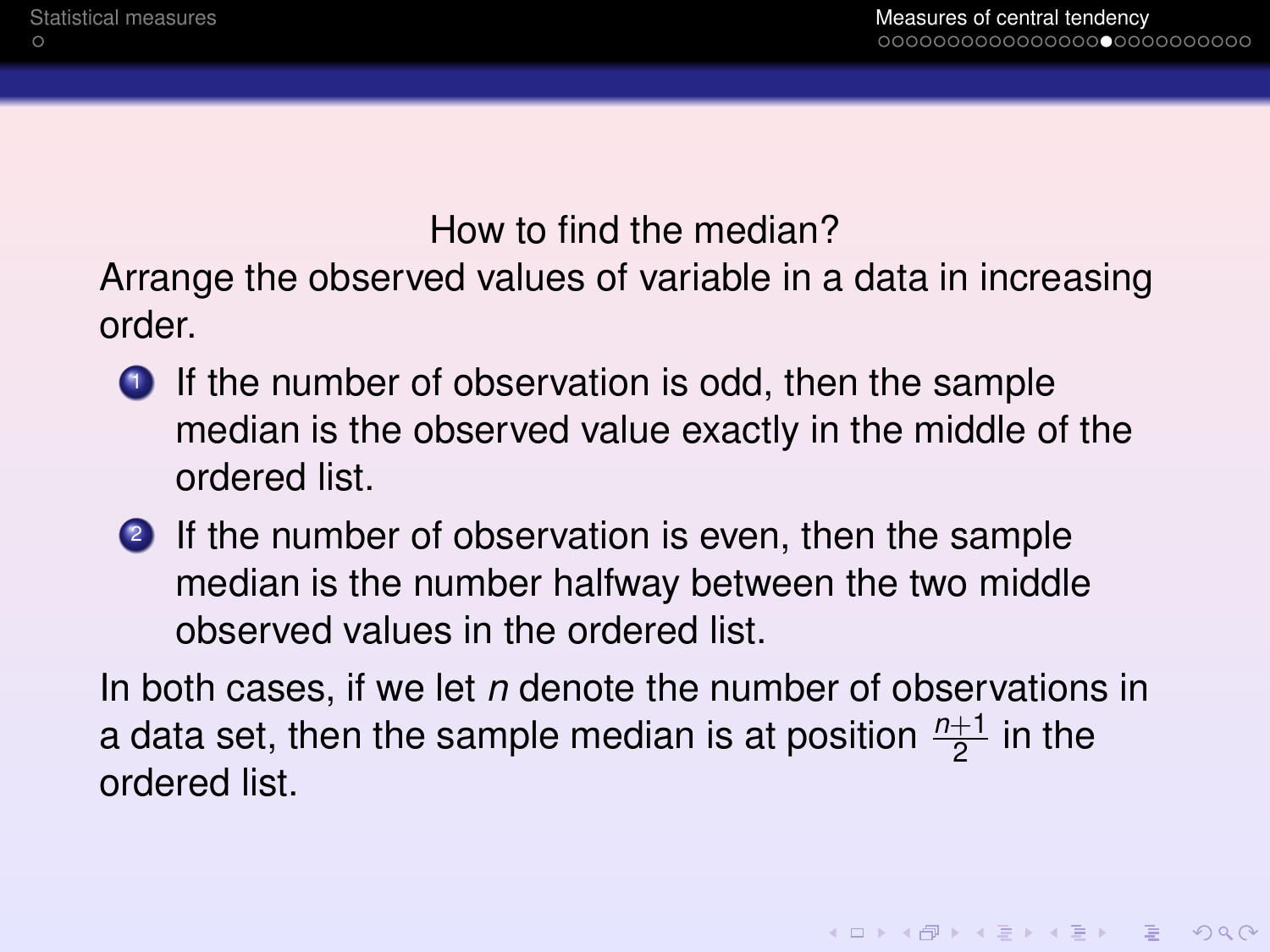## How to find the median?

Arrange the observed values of variable in a data in increasing order.

1. If the number of observation is odd, then the sample median is the observed value exactly in the middle of the ordered list.
2. If the number of observation is even, then the sample median is the number halfway between the two middle observed values in the ordered list.

In both cases, if we let $n$ denote the number of observations in a data set, then the sample median is at position $\frac{n+1}{2}$ in the ordered list.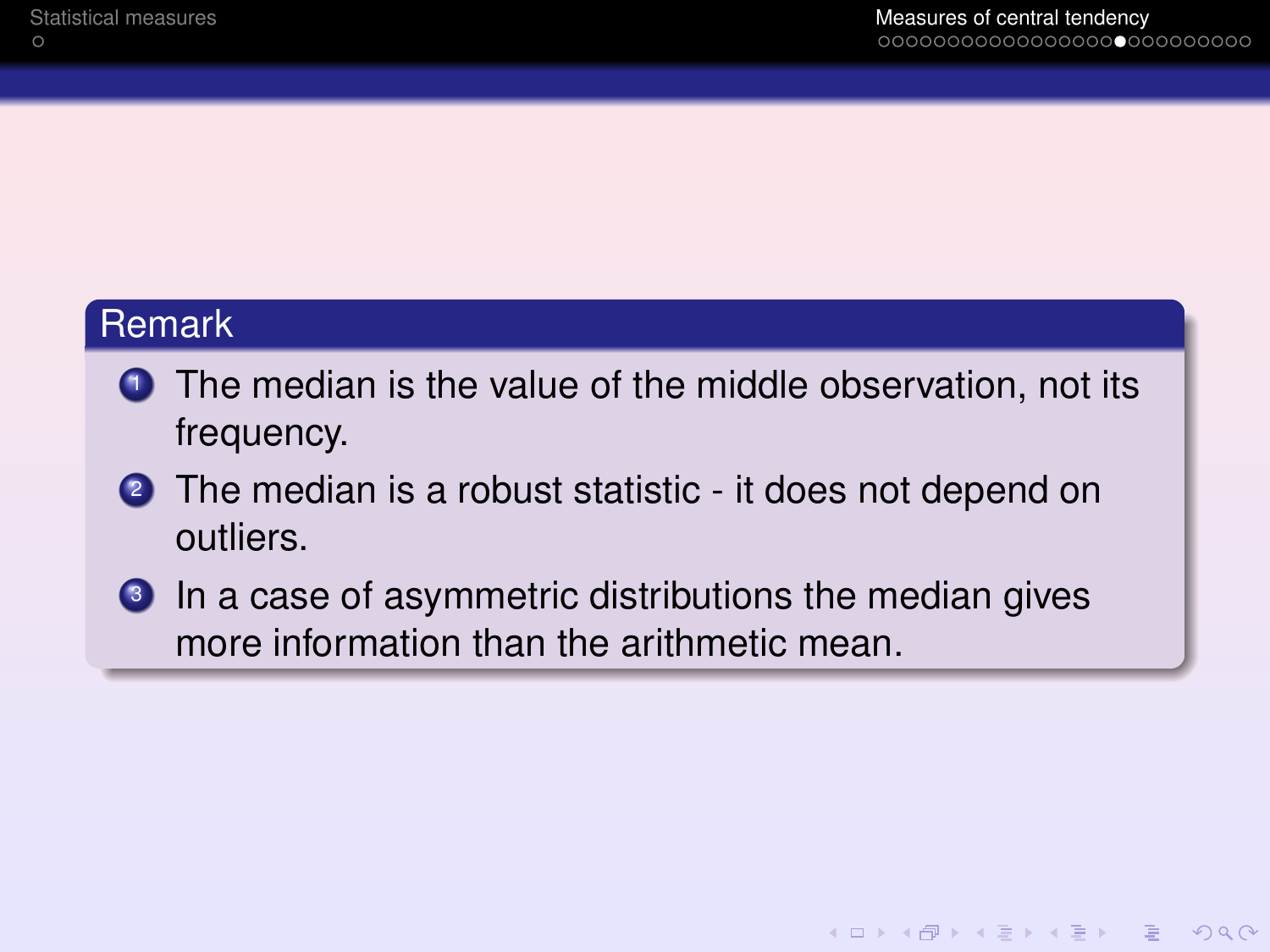**Remark**

1. The median is the value of the middle observation, not its frequency.
2. The median is a robust statistic - it does not depend on outliers.
3. In a case of asymmetric distributions the median gives more information than the arithmetic mean.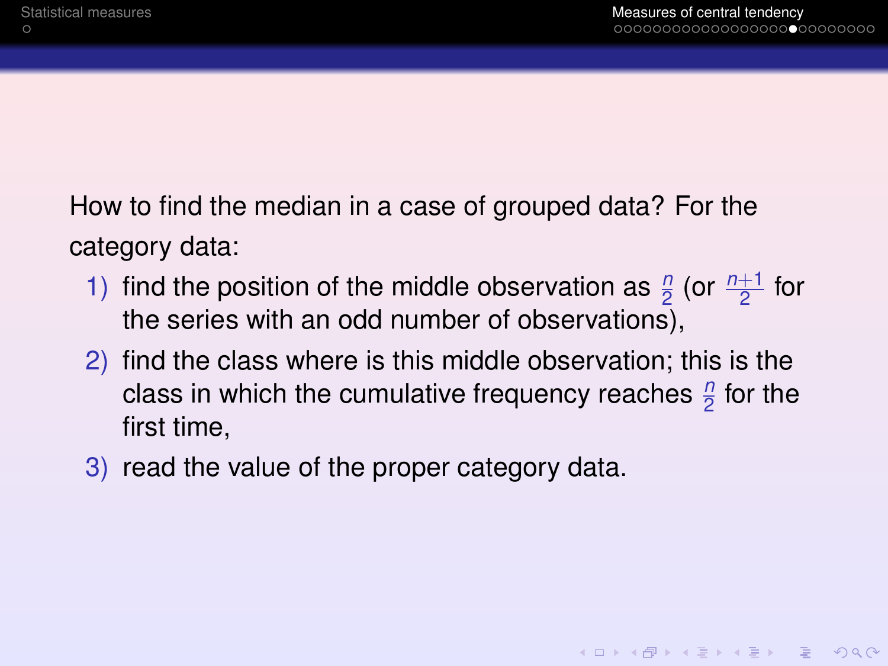How to find the median in a case of grouped data? For the category data:

1) find the position of the middle observation as $\frac{n}{2}$ (or $\frac{n+1}{2}$ for the series with an odd number of observations),
2) find the class where is this middle observation; this is the class in which the cumulative frequency reaches $\frac{n}{2}$ for the first time,
3) read the value of the proper category data.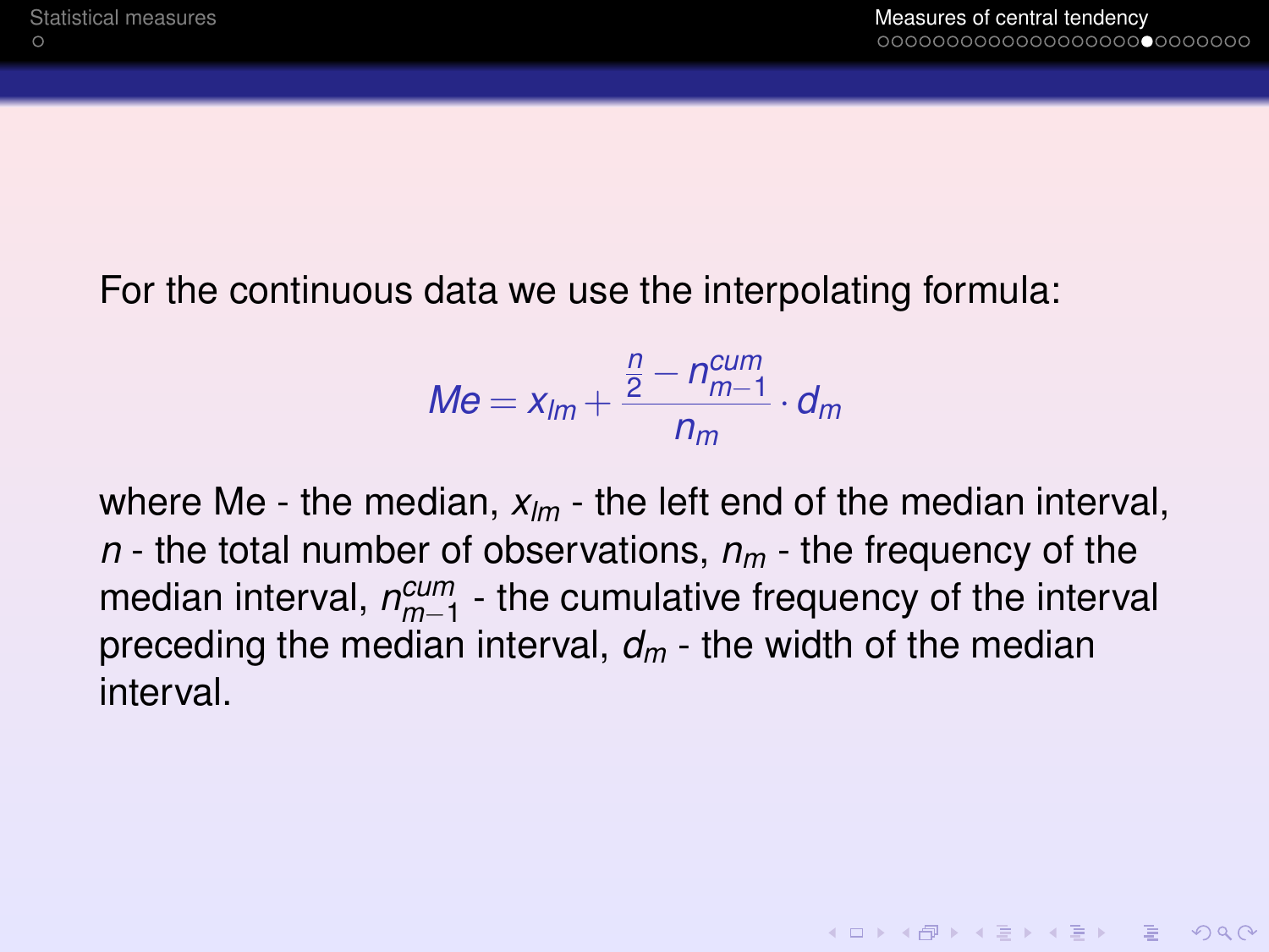For the continuous data we use the interpolating formula:

$$Me = x_{lm} + \frac{\frac{n}{2} - n_{m-1}^{cum}}{n_m} \cdot d_m$$

where Me - the median, $x_{lm}$ - the left end of the median interval, $n$ - the total number of observations, $n_m$ - the frequency of the median interval, $n_{m-1}^{cum}$ - the cumulative frequency of the interval preceding the median interval, $d_m$ - the width of the median interval.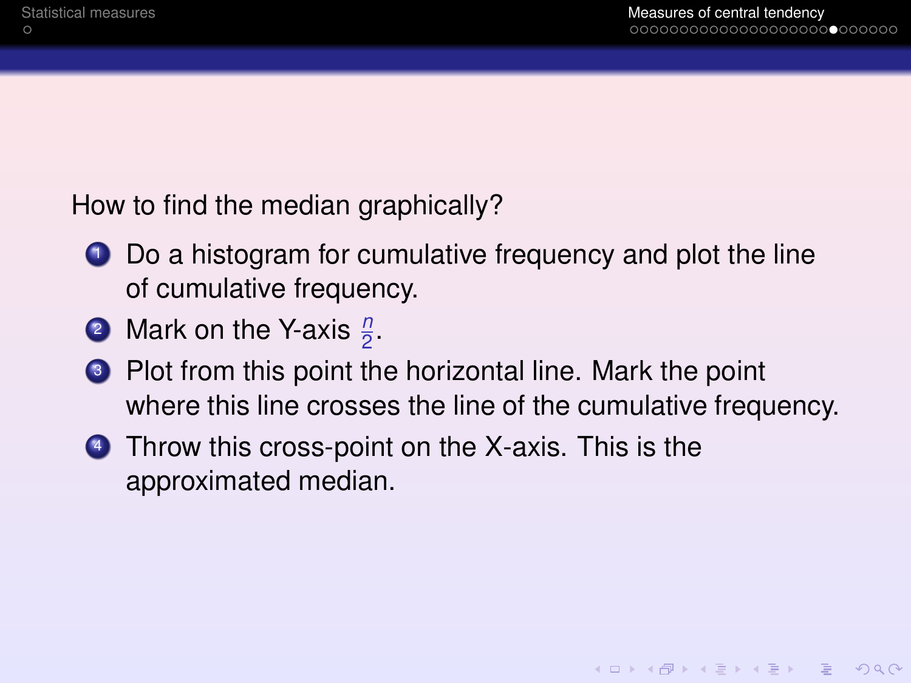How to find the median graphically?

1. Do a histogram for cumulative frequency and plot the line of cumulative frequency.
2. Mark on the Y-axis $\frac{n}{2}$.
3. Plot from this point the horizontal line. Mark the point where this line crosses the line of the cumulative frequency.
4. Throw this cross-point on the X-axis. This is the approximated median.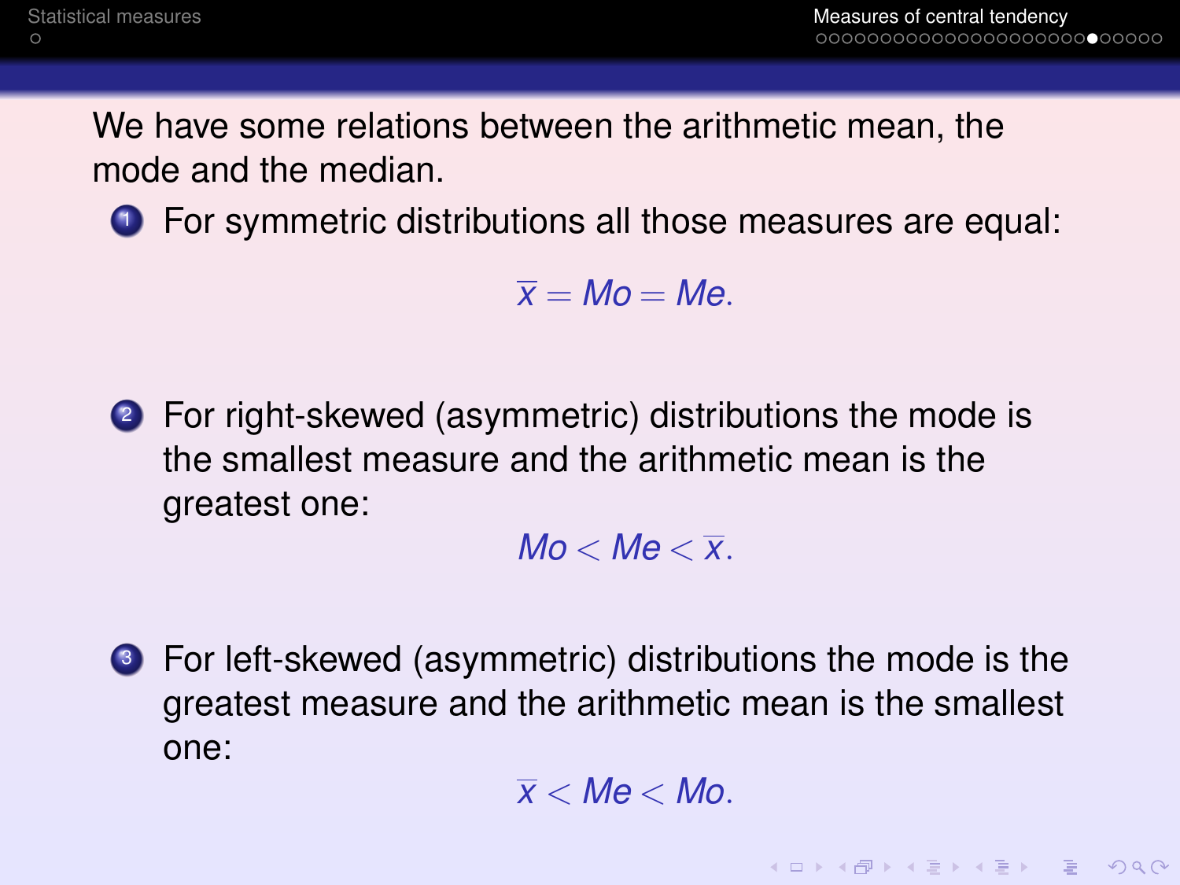We have some relations between the arithmetic mean, the mode and the median.

1. For symmetric distributions all those measures are equal:

$$\overline{x} = Mo = Me.$$

2. For right-skewed (asymmetric) distributions the mode is the smallest measure and the arithmetic mean is the greatest one:

$$Mo < Me < \overline{x}.$$

3. For left-skewed (asymmetric) distributions the mode is the greatest measure and the arithmetic mean is the smallest one:

$$\overline{x} < Me < Mo.$$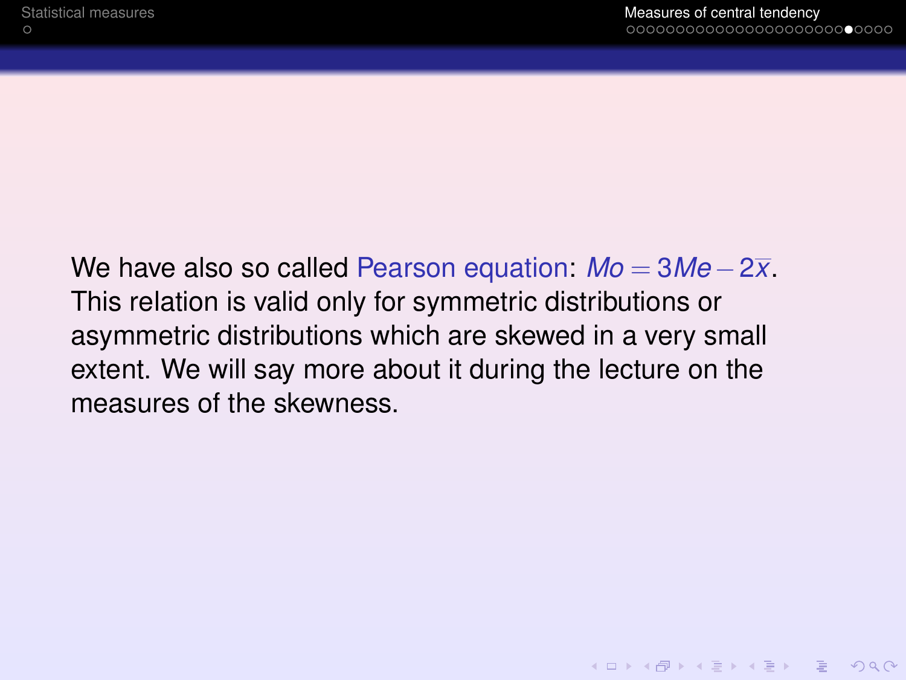We have also so called Pearson equation: $Mo = 3Me - 2\overline{x}$. This relation is valid only for symmetric distributions or asymmetric distributions which are skewed in a very small extent. We will say more about it during the lecture on the measures of the skewness.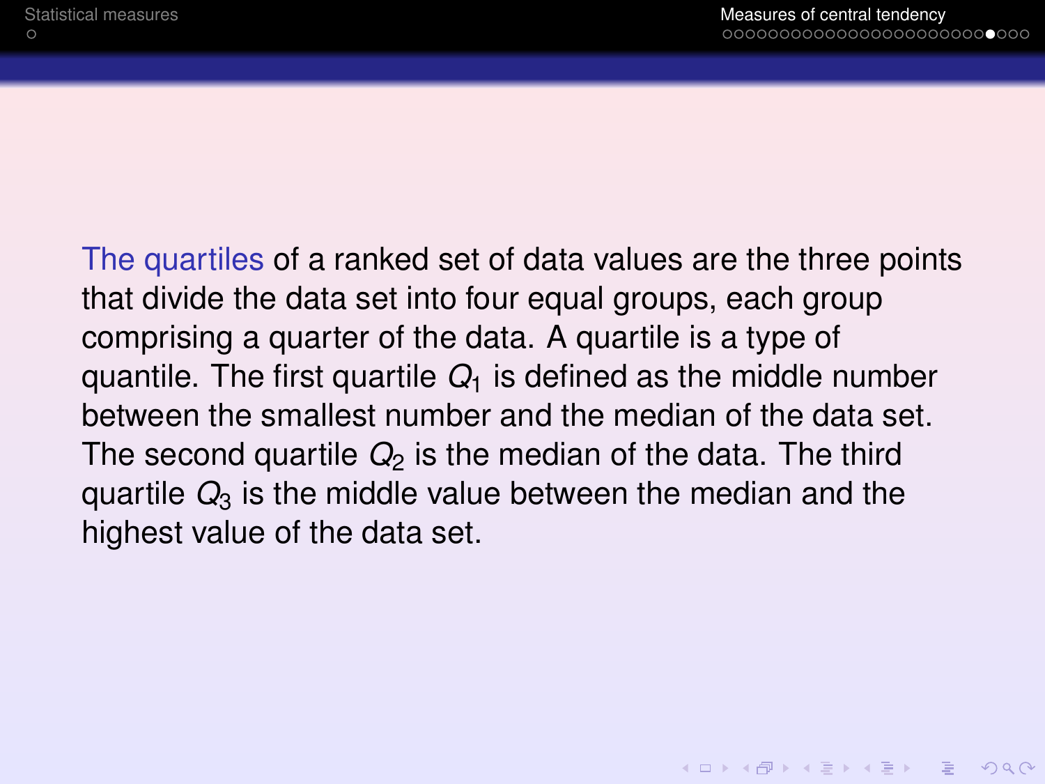The quartiles of a ranked set of data values are the three points that divide the data set into four equal groups, each group comprising a quarter of the data. A quartile is a type of quantile. The first quartile $Q_1$ is defined as the middle number between the smallest number and the median of the data set. The second quartile $Q_2$ is the median of the data. The third quartile $Q_3$ is the middle value between the median and the highest value of the data set.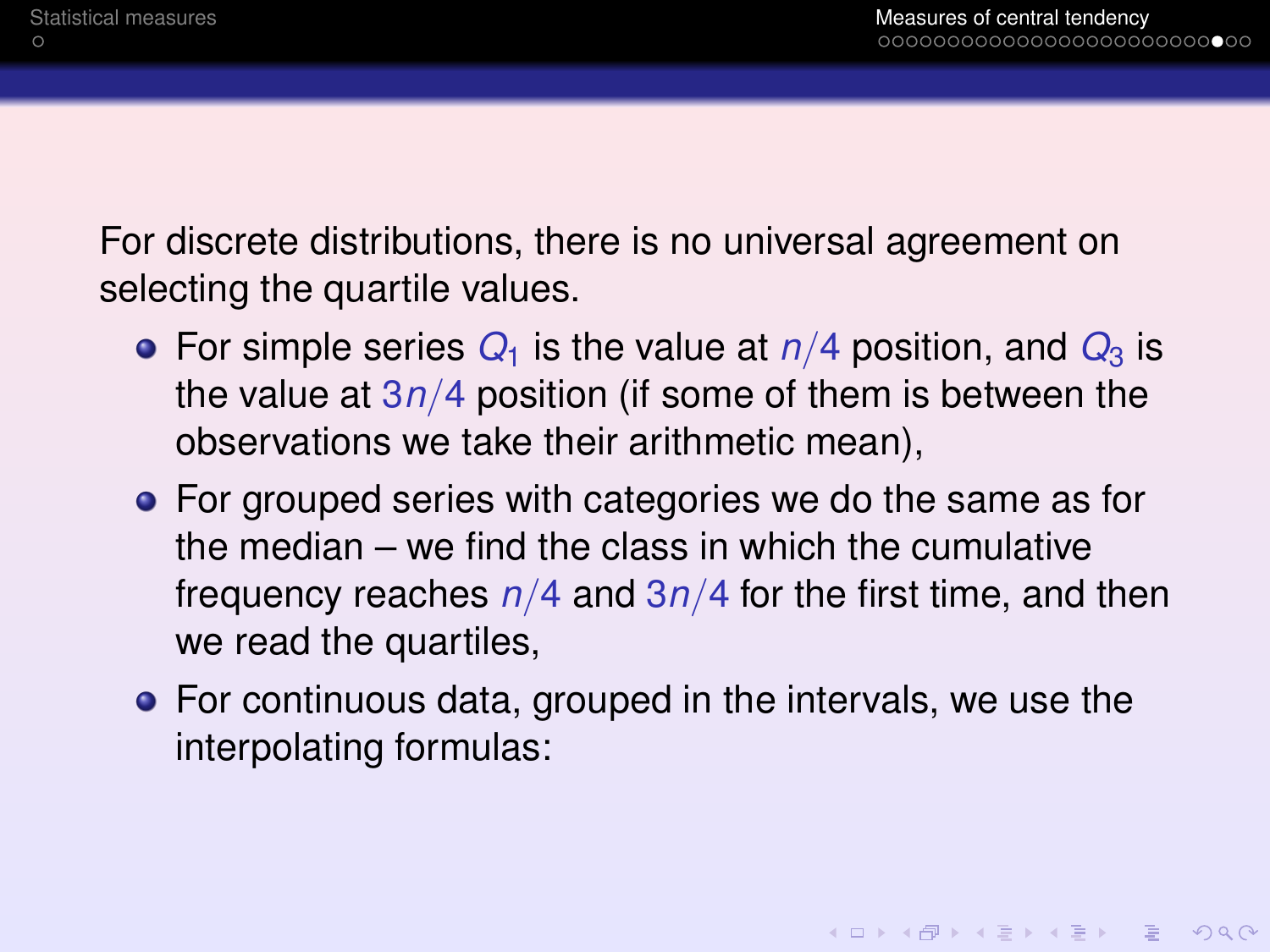For discrete distributions, there is no universal agreement on selecting the quartile values.

- For simple series $Q_1$ is the value at $n/4$ position, and $Q_3$ is the value at $3n/4$ position (if some of them is between the observations we take their arithmetic mean),
- For grouped series with categories we do the same as for the median – we find the class in which the cumulative frequency reaches $n/4$ and $3n/4$ for the first time, and then we read the quartiles,
- For continuous data, grouped in the intervals, we use the interpolating formulas: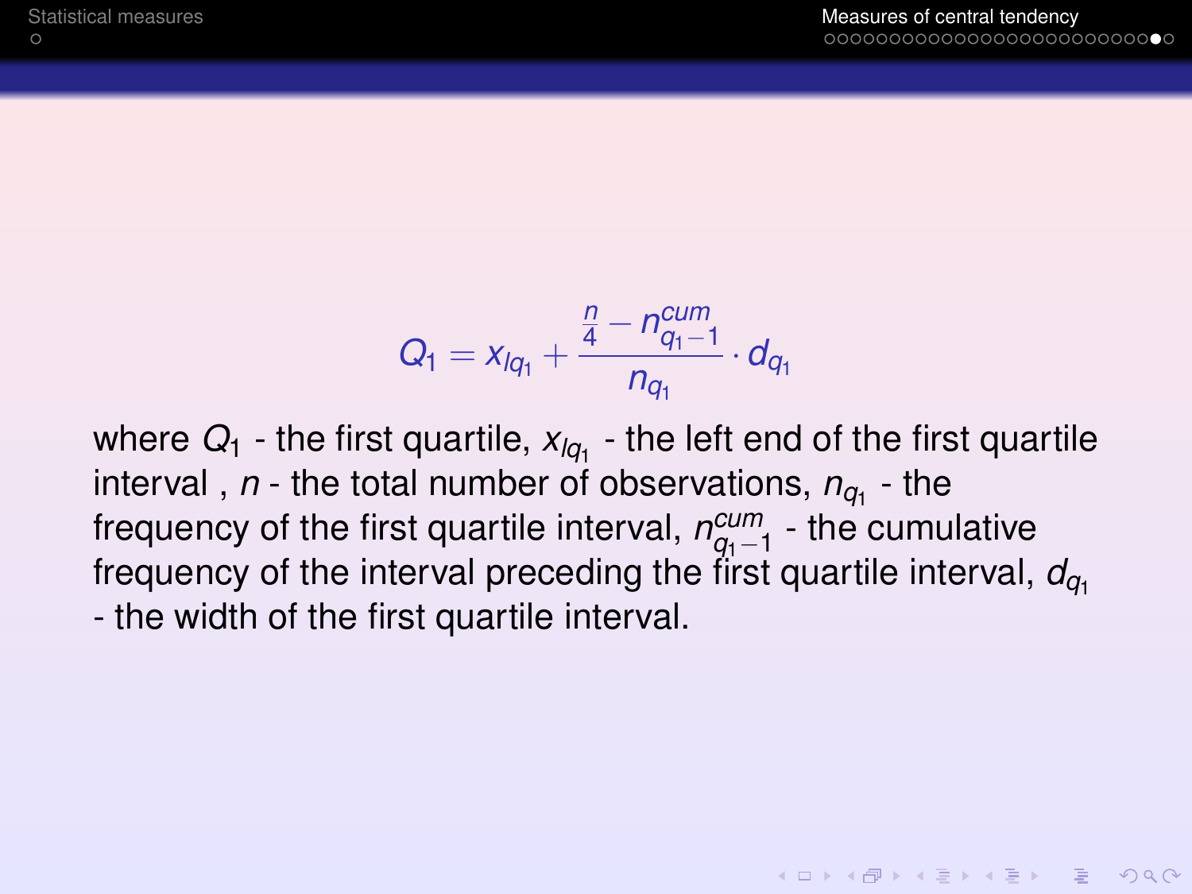$$Q_1 = x_{lq_1} + \frac{\frac{n}{4} - n_{q_1-1}^{cum}}{n_{q_1}} \cdot d_{q_1}$$

where $Q_1$ - the first quartile, $x_{lq_1}$ - the left end of the first quartile interval , $n$ - the total number of observations, $n_{q_1}$ - the frequency of the first quartile interval, $n_{q_1-1}^{cum}$ - the cumulative frequency of the interval preceding the first quartile interval, $d_{q_1}$ - the width of the first quartile interval.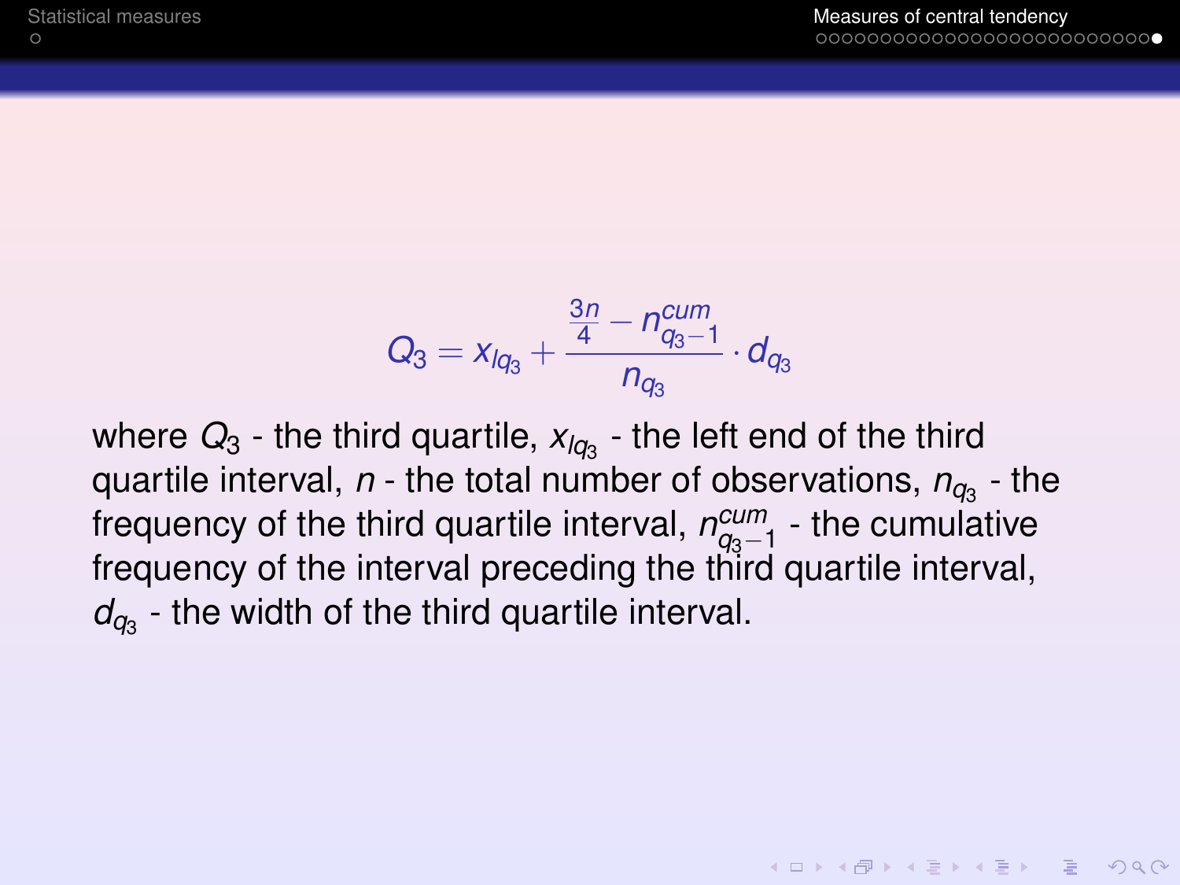$$Q_3 = x_{lq_3} + \frac{\frac{3n}{4} - n^{cum}_{q_3-1}}{n_{q_3}} \cdot d_{q_3}$$

where $Q_3$ - the third quartile, $x_{lq_3}$ - the left end of the third quartile interval, $n$ - the total number of observations, $n_{q_3}$ - the frequency of the third quartile interval, $n^{cum}_{q_3-1}$ - the cumulative frequency of the interval preceding the third quartile interval, $d_{q_3}$ - the width of the third quartile interval.